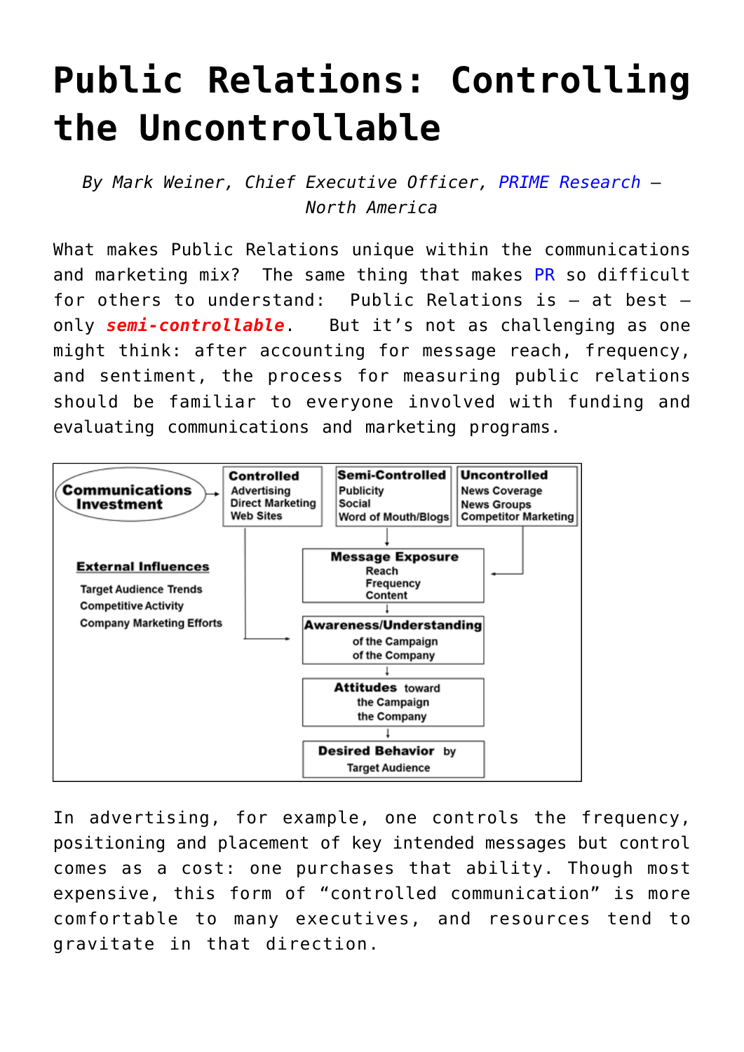# Public Relations: Controlling the Uncontrollable

*By Mark Weiner, Chief Executive Officer, PRIME Research – North America*

What makes Public Relations unique within the communications and marketing mix? The same thing that makes PR so difficult for others to understand: Public Relations is – at best – only ***semi-controllable***. But it's not as challenging as one might think: after accounting for message reach, frequency, and sentiment, the process for measuring public relations should be familiar to everyone involved with funding and evaluating communications and marketing programs.

**Communications Investment**

| Controlled | Semi-Controlled | Uncontrolled |
|---|---|---|
| Advertising | Publicity | News Coverage |
| Direct Marketing | Social | News Groups |
| Web Sites | Word of Mouth/Blogs | Competitor Marketing |

**External Influences**

- Target Audience Trends
- Competitive Activity
- Company Marketing Efforts

**Message Exposure**: Reach, Frequency, Content

↓

**Awareness/Understanding**: of the Campaign, of the Company

↓

**Attitudes** toward the Campaign, the Company

↓

**Desired Behavior** by Target Audience

In advertising, for example, one controls the frequency, positioning and placement of key intended messages but control comes as a cost: one purchases that ability. Though most expensive, this form of "controlled communication" is more comfortable to many executives, and resources tend to gravitate in that direction.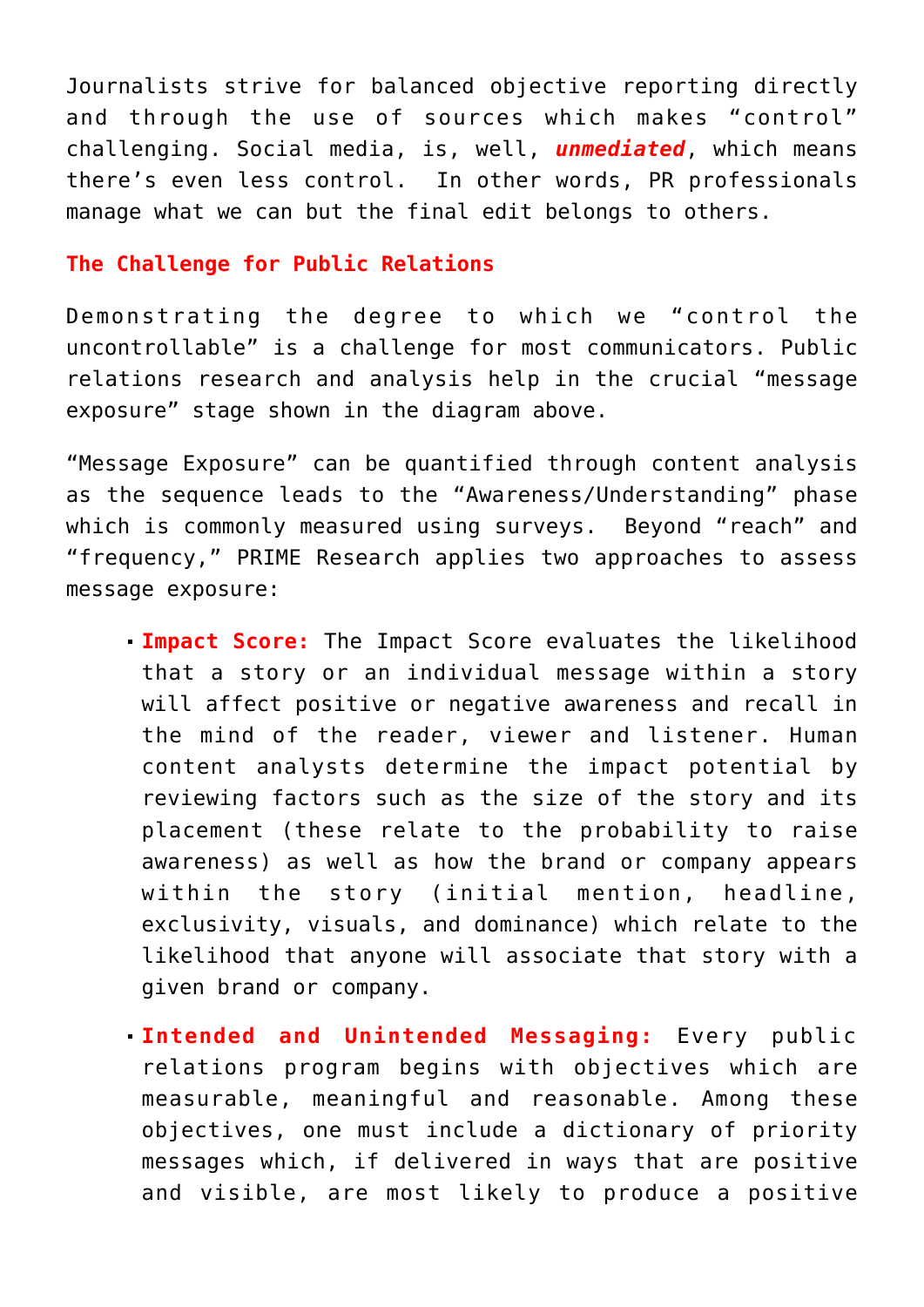Journalists strive for balanced objective reporting directly and through the use of sources which makes "control" challenging. Social media, is, well, ***unmediated***, which means there's even less control.  In other words, PR professionals manage what we can but the final edit belongs to others.

## The Challenge for Public Relations

Demonstrating the degree to which we "control the uncontrollable" is a challenge for most communicators. Public relations research and analysis help in the crucial "message exposure" stage shown in the diagram above.

"Message Exposure" can be quantified through content analysis as the sequence leads to the "Awareness/Understanding" phase which is commonly measured using surveys.  Beyond "reach" and "frequency," PRIME Research applies two approaches to assess message exposure:

- **Impact Score:** The Impact Score evaluates the likelihood that a story or an individual message within a story will affect positive or negative awareness and recall in the mind of the reader, viewer and listener. Human content analysts determine the impact potential by reviewing factors such as the size of the story and its placement (these relate to the probability to raise awareness) as well as how the brand or company appears within the story (initial mention, headline, exclusivity, visuals, and dominance) which relate to the likelihood that anyone will associate that story with a given brand or company.
- **Intended and Unintended Messaging:** Every public relations program begins with objectives which are measurable, meaningful and reasonable. Among these objectives, one must include a dictionary of priority messages which, if delivered in ways that are positive and visible, are most likely to produce a positive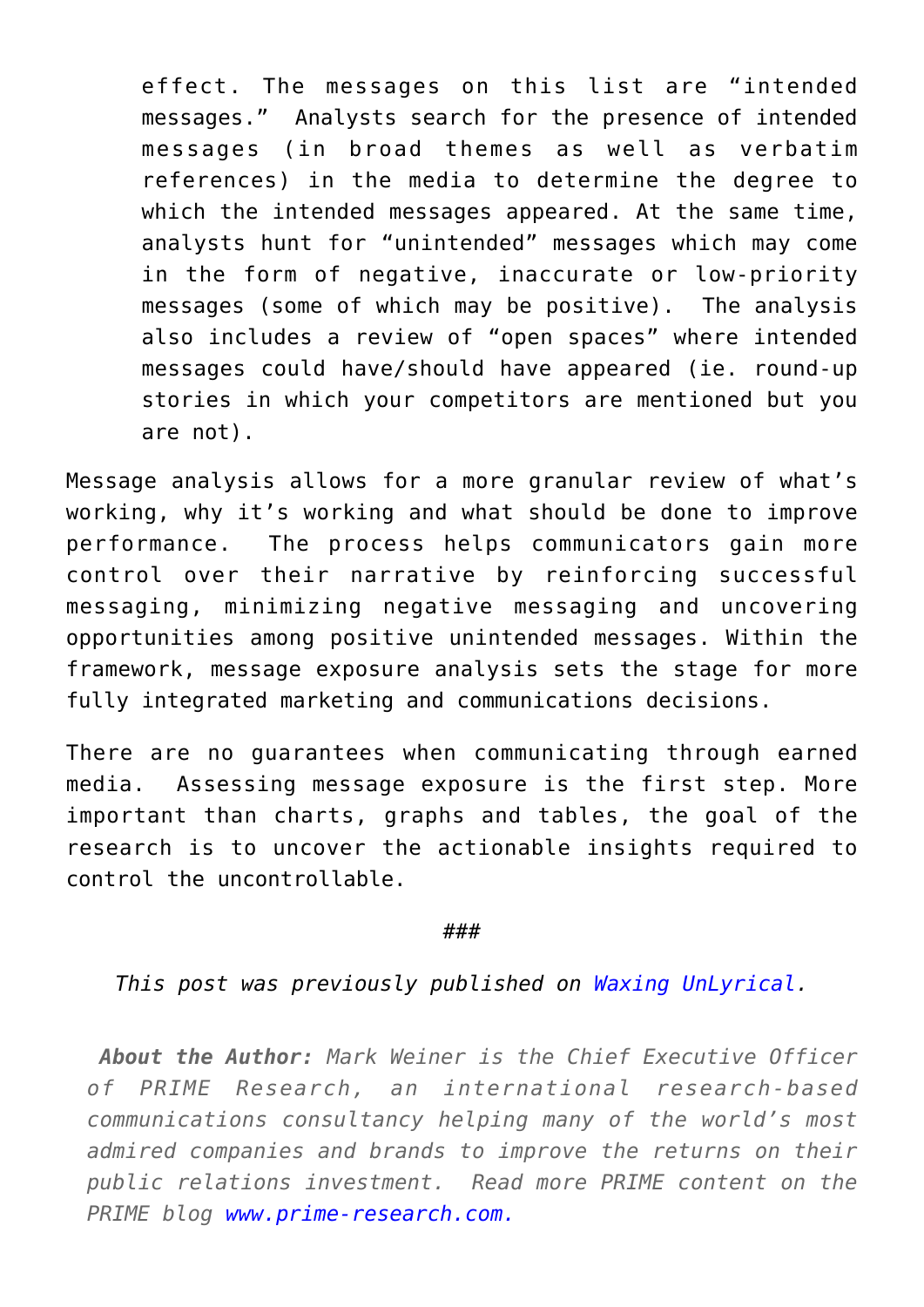effect. The messages on this list are "intended messages." Analysts search for the presence of intended messages (in broad themes as well as verbatim references) in the media to determine the degree to which the intended messages appeared. At the same time, analysts hunt for "unintended" messages which may come in the form of negative, inaccurate or low-priority messages (some of which may be positive). The analysis also includes a review of "open spaces" where intended messages could have/should have appeared (ie. round-up stories in which your competitors are mentioned but you are not).

Message analysis allows for a more granular review of what's working, why it's working and what should be done to improve performance. The process helps communicators gain more control over their narrative by reinforcing successful messaging, minimizing negative messaging and uncovering opportunities among positive unintended messages. Within the framework, message exposure analysis sets the stage for more fully integrated marketing and communications decisions.

There are no guarantees when communicating through earned media. Assessing message exposure is the first step. More important than charts, graphs and tables, the goal of the research is to uncover the actionable insights required to control the uncontrollable.

###

*This post was previously published on Waxing UnLyrical.*

***About the Author:*** *Mark Weiner is the Chief Executive Officer of PRIME Research, an international research-based communications consultancy helping many of the world's most admired companies and brands to improve the returns on their public relations investment. Read more PRIME content on the PRIME blog www.prime-research.com.*